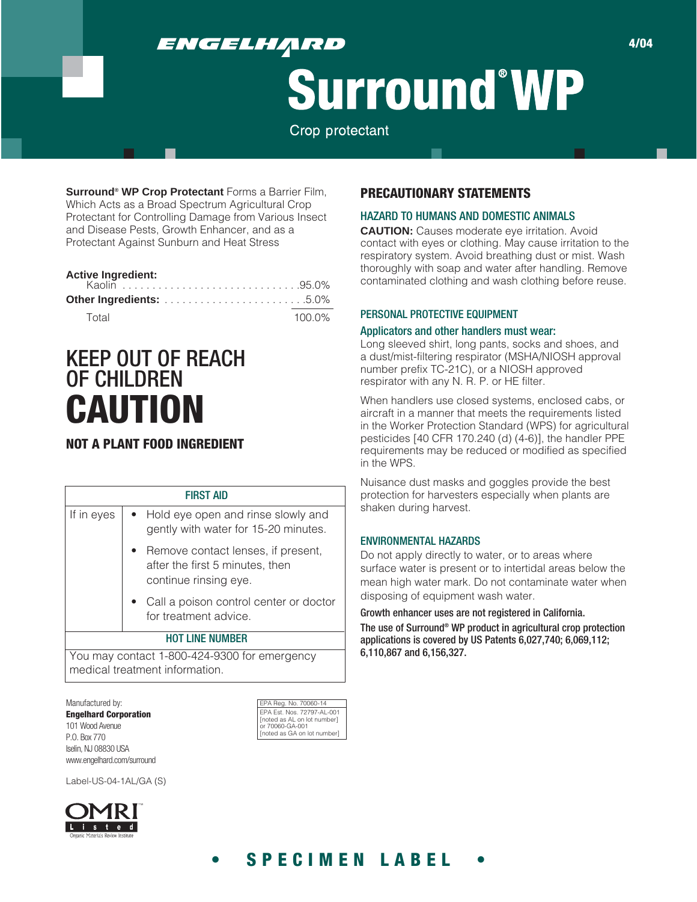ENGELHARD

# Surround® WP

Crop protectant

4/04

**Surround® WP Crop Protectant** Forms a Barrier Film, Which Acts as a Broad Spectrum Agricultural Crop Protectant for Controlling Damage from Various Insect and Disease Pests, Growth Enhancer, and as a Protectant Against Sunburn and Heat Stress

**Active Ingredient:**

| | |
|---|---|
| Kaolin | 95.0% |
| **Other Ingredients:** | 5.0% |
| Total | 100.0% |

## KEEP OUT OF REACH OF CHILDREN

# CAUTION

### NOT A PLANT FOOD INGREDIENT

| FIRST AID | |
|---|---|
| If in eyes | • Hold eye open and rinse slowly and gently with water for 15-20 minutes.<br>• Remove contact lenses, if present, after the first 5 minutes, then continue rinsing eye.<br>• Call a poison control center or doctor for treatment advice. |
| **HOT LINE NUMBER** | |
| You may contact 1-800-424-9300 for emergency medical treatment information. | |

Manufactured by:
**Engelhard Corporation**
101 Wood Avenue
P.O. Box 770
Iselin, NJ 08830 USA
www.engelhard.com/surround

EPA Reg. No. 70060-14
EPA Est. Nos. 72797-AL-001 [noted as AL on lot number] or 70060-GA-001 [noted as GA on lot number]

Label-US-04-1AL/GA (S)

OMRI Listed — Organic Materials Review Institute

## PRECAUTIONARY STATEMENTS

### HAZARD TO HUMANS AND DOMESTIC ANIMALS

**CAUTION:** Causes moderate eye irritation. Avoid contact with eyes or clothing. May cause irritation to the respiratory system. Avoid breathing dust or mist. Wash thoroughly with soap and water after handling. Remove contaminated clothing and wash clothing before reuse.

### PERSONAL PROTECTIVE EQUIPMENT

**Applicators and other handlers must wear:**

Long sleeved shirt, long pants, socks and shoes, and a dust/mist-filtering respirator (MSHA/NIOSH approval number prefix TC-21C), or a NIOSH approved respirator with any N. R. P. or HE filter.

When handlers use closed systems, enclosed cabs, or aircraft in a manner that meets the requirements listed in the Worker Protection Standard (WPS) for agricultural pesticides [40 CFR 170.240 (d) (4-6)], the handler PPE requirements may be reduced or modified as specified in the WPS.

Nuisance dust masks and goggles provide the best protection for harvesters especially when plants are shaken during harvest.

### ENVIRONMENTAL HAZARDS

Do not apply directly to water, or to areas where surface water is present or to intertidal areas below the mean high water mark. Do not contaminate water when disposing of equipment wash water.

**Growth enhancer uses are not registered in California.**

**The use of Surround® WP product in agricultural crop protection applications is covered by US Patents 6,027,740; 6,069,112; 6,110,867 and 6,156,327.**

**• SPECIMEN LABEL •**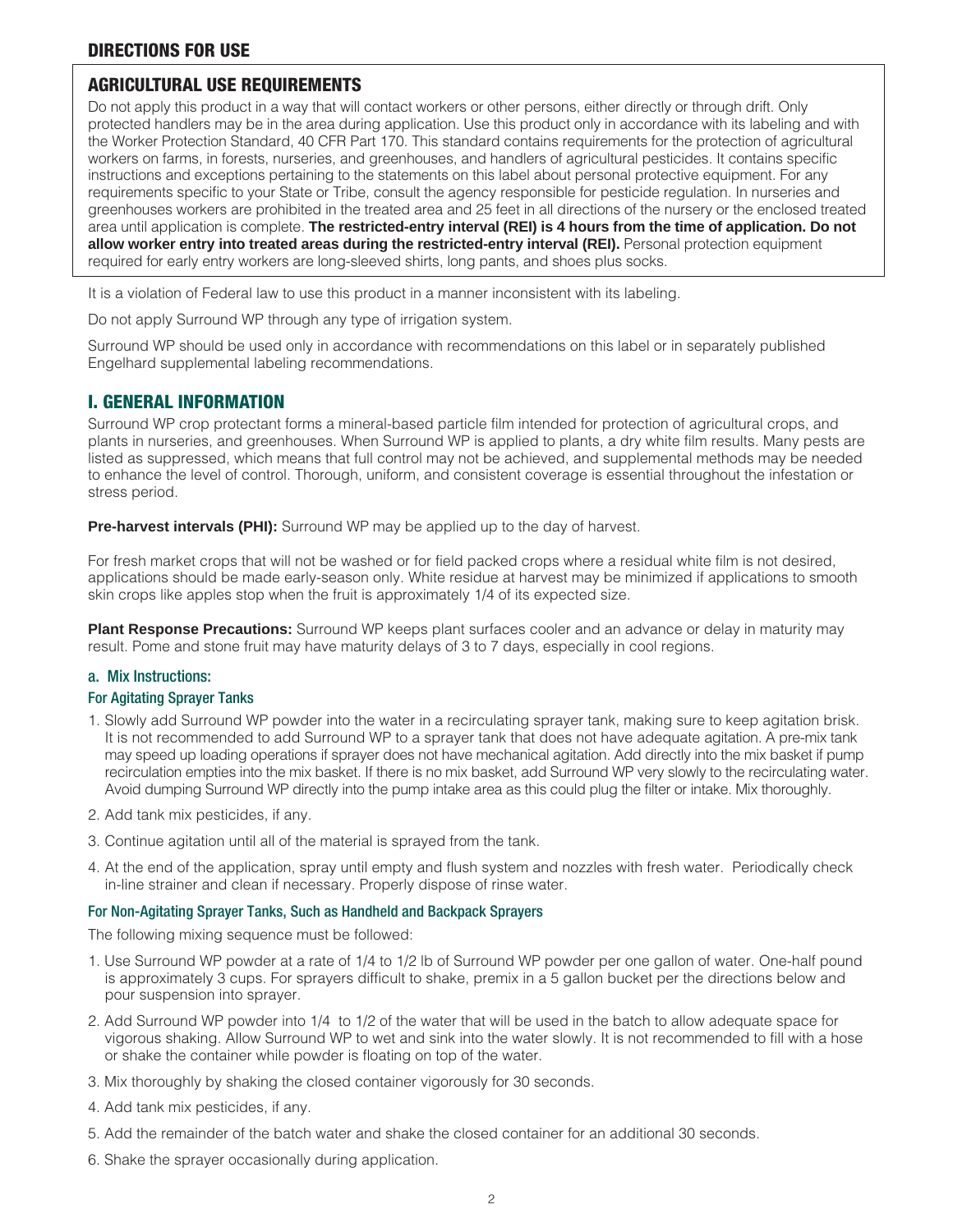## DIRECTIONS FOR USE

### AGRICULTURAL USE REQUIREMENTS

Do not apply this product in a way that will contact workers or other persons, either directly or through drift. Only protected handlers may be in the area during application. Use this product only in accordance with its labeling and with the Worker Protection Standard, 40 CFR Part 170. This standard contains requirements for the protection of agricultural workers on farms, in forests, nurseries, and greenhouses, and handlers of agricultural pesticides. It contains specific instructions and exceptions pertaining to the statements on this label about personal protective equipment. For any requirements specific to your State or Tribe, consult the agency responsible for pesticide regulation. In nurseries and greenhouses workers are prohibited in the treated area and 25 feet in all directions of the nursery or the enclosed treated area until application is complete. **The restricted-entry interval (REI) is 4 hours from the time of application. Do not allow worker entry into treated areas during the restricted-entry interval (REI).** Personal protection equipment required for early entry workers are long-sleeved shirts, long pants, and shoes plus socks.

It is a violation of Federal law to use this product in a manner inconsistent with its labeling.

Do not apply Surround WP through any type of irrigation system.

Surround WP should be used only in accordance with recommendations on this label or in separately published Engelhard supplemental labeling recommendations.

## I. GENERAL INFORMATION

Surround WP crop protectant forms a mineral-based particle film intended for protection of agricultural crops, and plants in nurseries, and greenhouses. When Surround WP is applied to plants, a dry white film results. Many pests are listed as suppressed, which means that full control may not be achieved, and supplemental methods may be needed to enhance the level of control. Thorough, uniform, and consistent coverage is essential throughout the infestation or stress period.

**Pre-harvest intervals (PHI):** Surround WP may be applied up to the day of harvest.

For fresh market crops that will not be washed or for field packed crops where a residual white film is not desired, applications should be made early-season only. White residue at harvest may be minimized if applications to smooth skin crops like apples stop when the fruit is approximately 1/4 of its expected size.

**Plant Response Precautions:** Surround WP keeps plant surfaces cooler and an advance or delay in maturity may result. Pome and stone fruit may have maturity delays of 3 to 7 days, especially in cool regions.

### a. Mix Instructions:

#### For Agitating Sprayer Tanks

1. Slowly add Surround WP powder into the water in a recirculating sprayer tank, making sure to keep agitation brisk. It is not recommended to add Surround WP to a sprayer tank that does not have adequate agitation. A pre-mix tank may speed up loading operations if sprayer does not have mechanical agitation. Add directly into the mix basket if pump recirculation empties into the mix basket. If there is no mix basket, add Surround WP very slowly to the recirculating water. Avoid dumping Surround WP directly into the pump intake area as this could plug the filter or intake. Mix thoroughly.
2. Add tank mix pesticides, if any.
3. Continue agitation until all of the material is sprayed from the tank.
4. At the end of the application, spray until empty and flush system and nozzles with fresh water. Periodically check in-line strainer and clean if necessary. Properly dispose of rinse water.

#### For Non-Agitating Sprayer Tanks, Such as Handheld and Backpack Sprayers

The following mixing sequence must be followed:

1. Use Surround WP powder at a rate of 1/4 to 1/2 lb of Surround WP powder per one gallon of water. One-half pound is approximately 3 cups. For sprayers difficult to shake, premix in a 5 gallon bucket per the directions below and pour suspension into sprayer.
2. Add Surround WP powder into 1/4 to 1/2 of the water that will be used in the batch to allow adequate space for vigorous shaking. Allow Surround WP to wet and sink into the water slowly. It is not recommended to fill with a hose or shake the container while powder is floating on top of the water.
3. Mix thoroughly by shaking the closed container vigorously for 30 seconds.
4. Add tank mix pesticides, if any.
5. Add the remainder of the batch water and shake the closed container for an additional 30 seconds.
6. Shake the sprayer occasionally during application.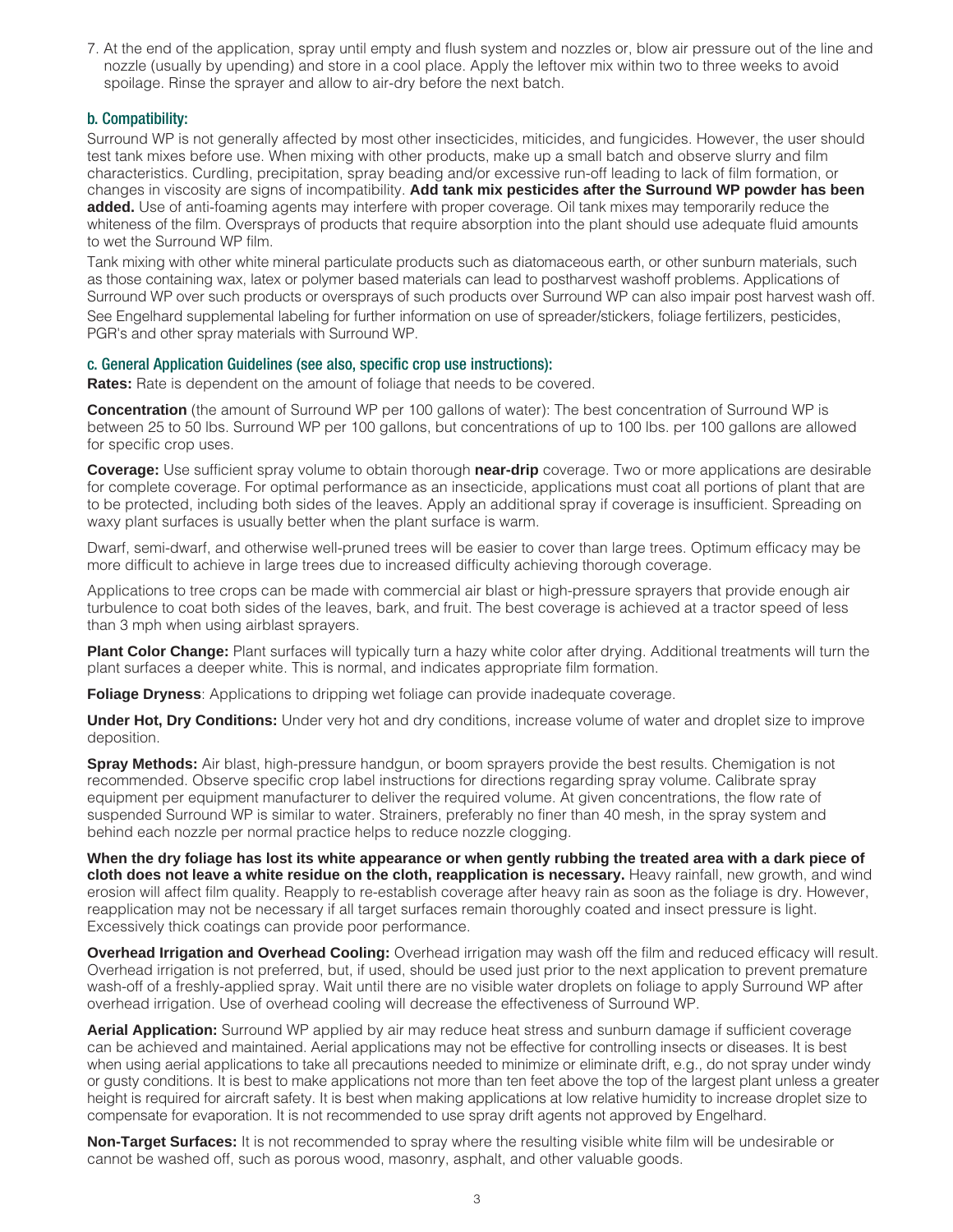7. At the end of the application, spray until empty and flush system and nozzles or, blow air pressure out of the line and nozzle (usually by upending) and store in a cool place. Apply the leftover mix within two to three weeks to avoid spoilage. Rinse the sprayer and allow to air-dry before the next batch.

### b. Compatibility:

Surround WP is not generally affected by most other insecticides, miticides, and fungicides. However, the user should test tank mixes before use. When mixing with other products, make up a small batch and observe slurry and film characteristics. Curdling, precipitation, spray beading and/or excessive run-off leading to lack of film formation, or changes in viscosity are signs of incompatibility. **Add tank mix pesticides after the Surround WP powder has been added.** Use of anti-foaming agents may interfere with proper coverage. Oil tank mixes may temporarily reduce the whiteness of the film. Oversprays of products that require absorption into the plant should use adequate fluid amounts to wet the Surround WP film.

Tank mixing with other white mineral particulate products such as diatomaceous earth, or other sunburn materials, such as those containing wax, latex or polymer based materials can lead to postharvest washoff problems. Applications of Surround WP over such products or oversprays of such products over Surround WP can also impair post harvest wash off. See Engelhard supplemental labeling for further information on use of spreader/stickers, foliage fertilizers, pesticides, PGR's and other spray materials with Surround WP.

### c. General Application Guidelines (see also, specific crop use instructions):

**Rates:** Rate is dependent on the amount of foliage that needs to be covered.

**Concentration** (the amount of Surround WP per 100 gallons of water): The best concentration of Surround WP is between 25 to 50 lbs. Surround WP per 100 gallons, but concentrations of up to 100 lbs. per 100 gallons are allowed for specific crop uses.

**Coverage:** Use sufficient spray volume to obtain thorough **near-drip** coverage. Two or more applications are desirable for complete coverage. For optimal performance as an insecticide, applications must coat all portions of plant that are to be protected, including both sides of the leaves. Apply an additional spray if coverage is insufficient. Spreading on waxy plant surfaces is usually better when the plant surface is warm.

Dwarf, semi-dwarf, and otherwise well-pruned trees will be easier to cover than large trees. Optimum efficacy may be more difficult to achieve in large trees due to increased difficulty achieving thorough coverage.

Applications to tree crops can be made with commercial air blast or high-pressure sprayers that provide enough air turbulence to coat both sides of the leaves, bark, and fruit. The best coverage is achieved at a tractor speed of less than 3 mph when using airblast sprayers.

**Plant Color Change:** Plant surfaces will typically turn a hazy white color after drying. Additional treatments will turn the plant surfaces a deeper white. This is normal, and indicates appropriate film formation.

**Foliage Dryness**: Applications to dripping wet foliage can provide inadequate coverage.

**Under Hot, Dry Conditions:** Under very hot and dry conditions, increase volume of water and droplet size to improve deposition.

**Spray Methods:** Air blast, high-pressure handgun, or boom sprayers provide the best results. Chemigation is not recommended. Observe specific crop label instructions for directions regarding spray volume. Calibrate spray equipment per equipment manufacturer to deliver the required volume. At given concentrations, the flow rate of suspended Surround WP is similar to water. Strainers, preferably no finer than 40 mesh, in the spray system and behind each nozzle per normal practice helps to reduce nozzle clogging.

**When the dry foliage has lost its white appearance or when gently rubbing the treated area with a dark piece of cloth does not leave a white residue on the cloth, reapplication is necessary.** Heavy rainfall, new growth, and wind erosion will affect film quality. Reapply to re-establish coverage after heavy rain as soon as the foliage is dry. However, reapplication may not be necessary if all target surfaces remain thoroughly coated and insect pressure is light. Excessively thick coatings can provide poor performance.

**Overhead Irrigation and Overhead Cooling:** Overhead irrigation may wash off the film and reduced efficacy will result. Overhead irrigation is not preferred, but, if used, should be used just prior to the next application to prevent premature wash-off of a freshly-applied spray. Wait until there are no visible water droplets on foliage to apply Surround WP after overhead irrigation. Use of overhead cooling will decrease the effectiveness of Surround WP.

**Aerial Application:** Surround WP applied by air may reduce heat stress and sunburn damage if sufficient coverage can be achieved and maintained. Aerial applications may not be effective for controlling insects or diseases. It is best when using aerial applications to take all precautions needed to minimize or eliminate drift, e.g., do not spray under windy or gusty conditions. It is best to make applications not more than ten feet above the top of the largest plant unless a greater height is required for aircraft safety. It is best when making applications at low relative humidity to increase droplet size to compensate for evaporation. It is not recommended to use spray drift agents not approved by Engelhard.

**Non-Target Surfaces:** It is not recommended to spray where the resulting visible white film will be undesirable or cannot be washed off, such as porous wood, masonry, asphalt, and other valuable goods.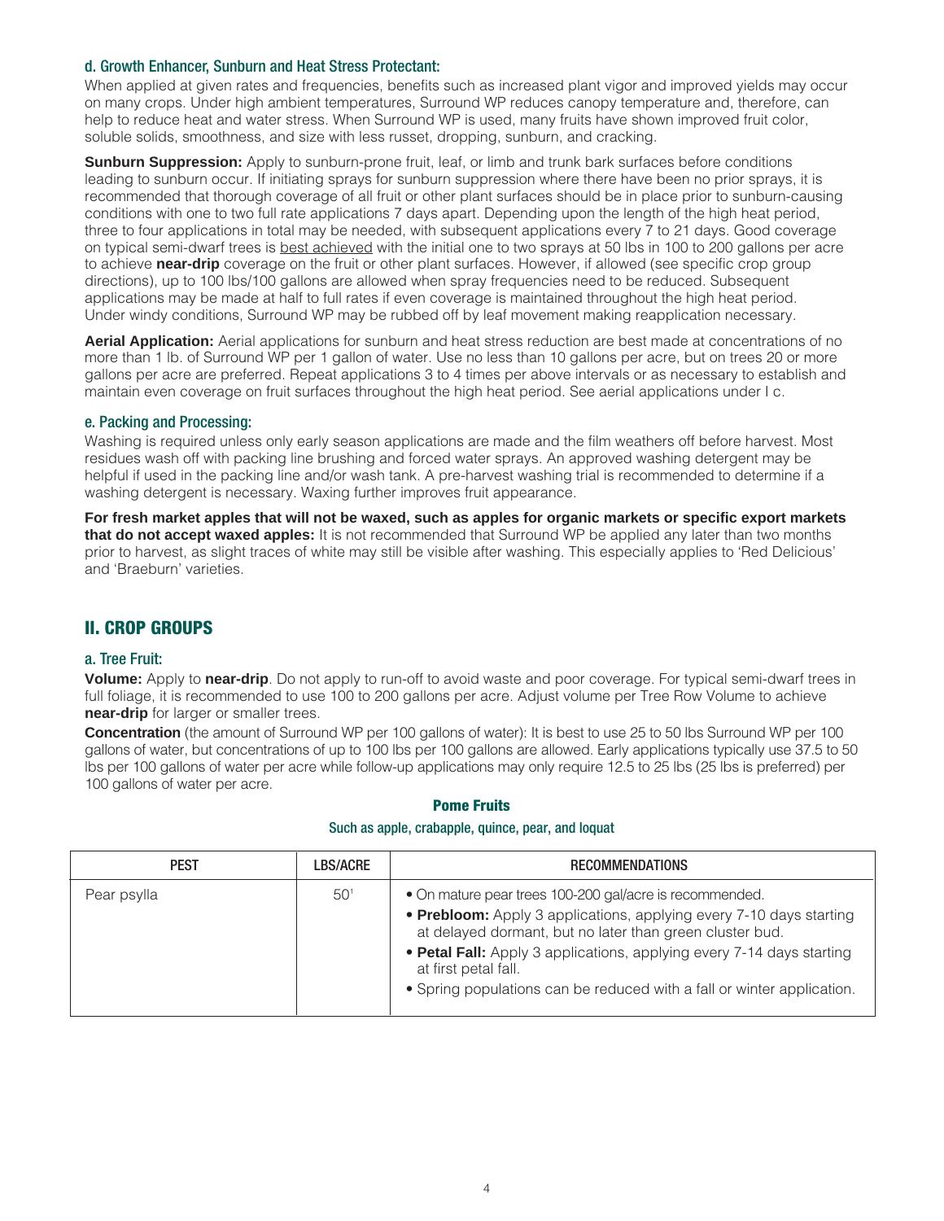### d. Growth Enhancer, Sunburn and Heat Stress Protectant:

When applied at given rates and frequencies, benefits such as increased plant vigor and improved yields may occur on many crops. Under high ambient temperatures, Surround WP reduces canopy temperature and, therefore, can help to reduce heat and water stress. When Surround WP is used, many fruits have shown improved fruit color, soluble solids, smoothness, and size with less russet, dropping, sunburn, and cracking.

**Sunburn Suppression:** Apply to sunburn-prone fruit, leaf, or limb and trunk bark surfaces before conditions leading to sunburn occur. If initiating sprays for sunburn suppression where there have been no prior sprays, it is recommended that thorough coverage of all fruit or other plant surfaces should be in place prior to sunburn-causing conditions with one to two full rate applications 7 days apart. Depending upon the length of the high heat period, three to four applications in total may be needed, with subsequent applications every 7 to 21 days. Good coverage on typical semi-dwarf trees is best achieved with the initial one to two sprays at 50 lbs in 100 to 200 gallons per acre to achieve **near-drip** coverage on the fruit or other plant surfaces. However, if allowed (see specific crop group directions), up to 100 lbs/100 gallons are allowed when spray frequencies need to be reduced. Subsequent applications may be made at half to full rates if even coverage is maintained throughout the high heat period. Under windy conditions, Surround WP may be rubbed off by leaf movement making reapplication necessary.

**Aerial Application:** Aerial applications for sunburn and heat stress reduction are best made at concentrations of no more than 1 lb. of Surround WP per 1 gallon of water. Use no less than 10 gallons per acre, but on trees 20 or more gallons per acre are preferred. Repeat applications 3 to 4 times per above intervals or as necessary to establish and maintain even coverage on fruit surfaces throughout the high heat period. See aerial applications under I c.

### e. Packing and Processing:

Washing is required unless only early season applications are made and the film weathers off before harvest. Most residues wash off with packing line brushing and forced water sprays. An approved washing detergent may be helpful if used in the packing line and/or wash tank. A pre-harvest washing trial is recommended to determine if a washing detergent is necessary. Waxing further improves fruit appearance.

**For fresh market apples that will not be waxed, such as apples for organic markets or specific export markets that do not accept waxed apples:** It is not recommended that Surround WP be applied any later than two months prior to harvest, as slight traces of white may still be visible after washing. This especially applies to 'Red Delicious' and 'Braeburn' varieties.

## II. CROP GROUPS

### a. Tree Fruit:

**Volume:** Apply to **near-drip**. Do not apply to run-off to avoid waste and poor coverage. For typical semi-dwarf trees in full foliage, it is recommended to use 100 to 200 gallons per acre. Adjust volume per Tree Row Volume to achieve **near-drip** for larger or smaller trees.

**Concentration** (the amount of Surround WP per 100 gallons of water): It is best to use 25 to 50 lbs Surround WP per 100 gallons of water, but concentrations of up to 100 lbs per 100 gallons are allowed. Early applications typically use 37.5 to 50 lbs per 100 gallons of water per acre while follow-up applications may only require 12.5 to 25 lbs (25 lbs is preferred) per 100 gallons of water per acre.

**Pome Fruits**

Such as apple, crabapple, quince, pear, and loquat

| PEST | LBS/ACRE | RECOMMENDATIONS |
|---|---|---|
| Pear psylla | 50[1] | • On mature pear trees 100-200 gal/acre is recommended.<br>• **Prebloom:** Apply 3 applications, applying every 7-10 days starting at delayed dormant, but no later than green cluster bud.<br>• **Petal Fall:** Apply 3 applications, applying every 7-14 days starting at first petal fall.<br>• Spring populations can be reduced with a fall or winter application. |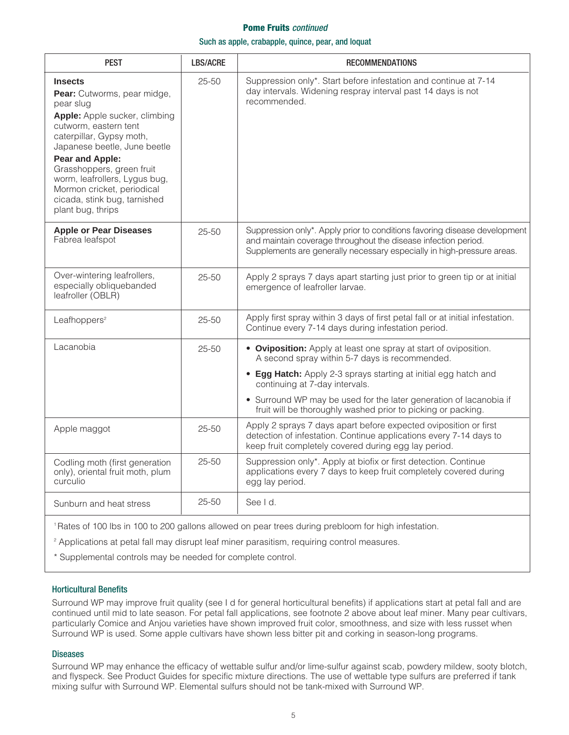## Pome Fruits *continued*

### Such as apple, crabapple, quince, pear, and loquat

| PEST | LBS/ACRE | RECOMMENDATIONS |
|---|---|---|
| **Insects**<br>**Pear:** Cutworms, pear midge, pear slug<br>**Apple:** Apple sucker, climbing cutworm, eastern tent caterpillar, Gypsy moth, Japanese beetle, June beetle<br>**Pear and Apple:** Grasshoppers, green fruit worm, leafrollers, Lygus bug, Mormon cricket, periodical cicada, stink bug, tarnished plant bug, thrips | 25-50 | Suppression only*. Start before infestation and continue at 7-14 day intervals. Widening respray interval past 14 days is not recommended. |
| **Apple or Pear Diseases**<br>Fabrea leafspot | 25-50 | Suppression only*. Apply prior to conditions favoring disease development and maintain coverage throughout the disease infection period. Supplements are generally necessary especially in high-pressure areas. |
| Over-wintering leafrollers, especially obliquebanded leafroller (OBLR) | 25-50 | Apply 2 sprays 7 days apart starting just prior to green tip or at initial emergence of leafroller larvae. |
| Leafhoppers[2] | 25-50 | Apply first spray within 3 days of first petal fall or at initial infestation. Continue every 7-14 days during infestation period. |
| Lacanobia | 25-50 | • **Oviposition:** Apply at least one spray at start of oviposition. A second spray within 5-7 days is recommended.<br>• **Egg Hatch:** Apply 2-3 sprays starting at initial egg hatch and continuing at 7-day intervals.<br>• Surround WP may be used for the later generation of lacanobia if fruit will be thoroughly washed prior to picking or packing. |
| Apple maggot | 25-50 | Apply 2 sprays 7 days apart before expected oviposition or first detection of infestation. Continue applications every 7-14 days to keep fruit completely covered during egg lay period. |
| Codling moth (first generation only), oriental fruit moth, plum curculio | 25-50 | Suppression only*. Apply at biofix or first detection. Continue applications every 7 days to keep fruit completely covered during egg lay period. |
| Sunburn and heat stress | 25-50 | See I d. |

[1] Rates of 100 lbs in 100 to 200 gallons allowed on pear trees during prebloom for high infestation.

[2] Applications at petal fall may disrupt leaf miner parasitism, requiring control measures.

* Supplemental controls may be needed for complete control.

### Horticultural Benefits

Surround WP may improve fruit quality (see I d for general horticultural benefits) if applications start at petal fall and are continued until mid to late season. For petal fall applications, see footnote 2 above about leaf miner. Many pear cultivars, particularly Comice and Anjou varieties have shown improved fruit color, smoothness, and size with less russet when Surround WP is used. Some apple cultivars have shown less bitter pit and corking in season-long programs.

### Diseases

Surround WP may enhance the efficacy of wettable sulfur and/or lime-sulfur against scab, powdery mildew, sooty blotch, and flyspeck. See Product Guides for specific mixture directions. The use of wettable type sulfurs are preferred if tank mixing sulfur with Surround WP. Elemental sulfurs should not be tank-mixed with Surround WP.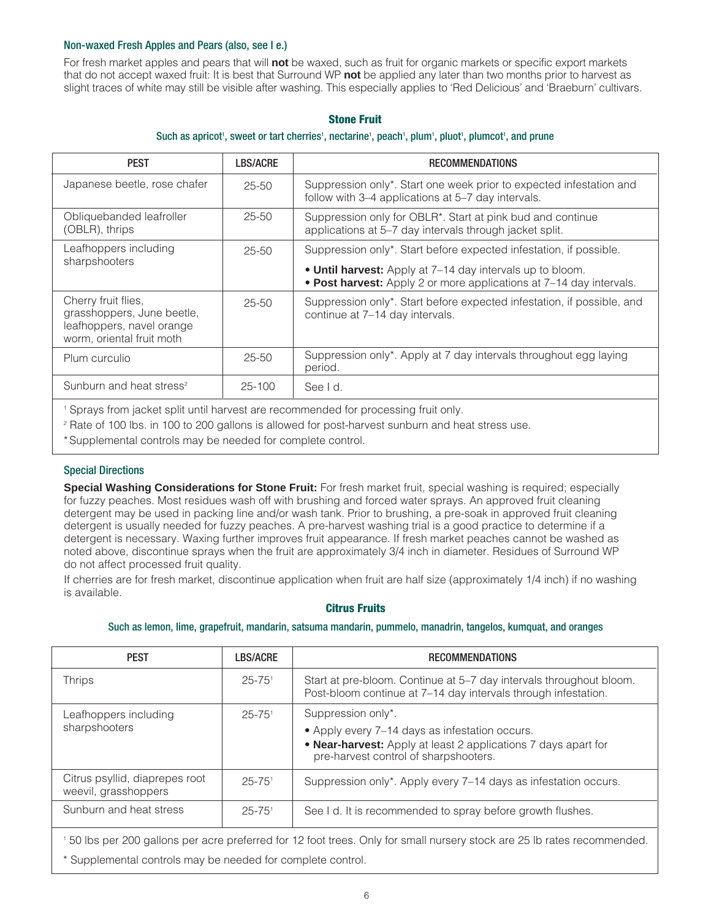### Non-waxed Fresh Apples and Pears (also, see I e.)

For fresh market apples and pears that will **not** be waxed, such as fruit for organic markets or specific export markets that do not accept waxed fruit: It is best that Surround WP **not** be applied any later than two months prior to harvest as slight traces of white may still be visible after washing. This especially applies to 'Red Delicious' and 'Braeburn' cultivars.

## Stone Fruit

### Such as apricot[1], sweet or tart cherries[1], nectarine[1], peach[1], plum[1], pluot[1], plumcot[1], and prune

| PEST | LBS/ACRE | RECOMMENDATIONS |
|---|---|---|
| Japanese beetle, rose chafer | 25-50 | Suppression only*. Start one week prior to expected infestation and follow with 3–4 applications at 5–7 day intervals. |
| Obliquebanded leafroller (OBLR), thrips | 25-50 | Suppression only for OBLR*. Start at pink bud and continue applications at 5–7 day intervals through jacket split. |
| Leafhoppers including sharpshooters | 25-50 | Suppression only*. Start before expected infestation, if possible. • **Until harvest:** Apply at 7–14 day intervals up to bloom. • **Post harvest:** Apply 2 or more applications at 7–14 day intervals. |
| Cherry fruit flies, grasshoppers, June beetle, leafhoppers, navel orange worm, oriental fruit moth | 25-50 | Suppression only*. Start before expected infestation, if possible, and continue at 7–14 day intervals. |
| Plum curculio | 25-50 | Suppression only*. Apply at 7 day intervals throughout egg laying period. |
| Sunburn and heat stress[2] | 25-100 | See I d. |

[1] Sprays from jacket split until harvest are recommended for processing fruit only.

[2] Rate of 100 lbs. in 100 to 200 gallons is allowed for post-harvest sunburn and heat stress use.

*Supplemental controls may be needed for complete control.

### Special Directions

**Special Washing Considerations for Stone Fruit:** For fresh market fruit, special washing is required; especially for fuzzy peaches. Most residues wash off with brushing and forced water sprays. An approved fruit cleaning detergent may be used in packing line and/or wash tank. Prior to brushing, a pre-soak in approved fruit cleaning detergent is usually needed for fuzzy peaches. A pre-harvest washing trial is a good practice to determine if a detergent is necessary. Waxing further improves fruit appearance. If fresh market peaches cannot be washed as noted above, discontinue sprays when the fruit are approximately 3/4 inch in diameter. Residues of Surround WP do not affect processed fruit quality.

If cherries are for fresh market, discontinue application when fruit are half size (approximately 1/4 inch) if no washing is available.

## Citrus Fruits

### Such as lemon, lime, grapefruit, mandarin, satsuma mandarin, pummelo, manadrin, tangelos, kumquat, and oranges

| PEST | LBS/ACRE | RECOMMENDATIONS |
|---|---|---|
| Thrips | 25-75[1] | Start at pre-bloom. Continue at 5–7 day intervals throughout bloom. Post-bloom continue at 7–14 day intervals through infestation. |
| Leafhoppers including sharpshooters | 25-75[1] | Suppression only*. • Apply every 7–14 days as infestation occurs. • **Near-harvest:** Apply at least 2 applications 7 days apart for pre-harvest control of sharpshooters. |
| Citrus psyllid, diaprepes root weevil, grasshoppers | 25-75[1] | Suppression only*. Apply every 7–14 days as infestation occurs. |
| Sunburn and heat stress | 25-75[1] | See I d. It is recommended to spray before growth flushes. |

[1] 50 lbs per 200 gallons per acre preferred for 12 foot trees. Only for small nursery stock are 25 lb rates recommended.

* Supplemental controls may be needed for complete control.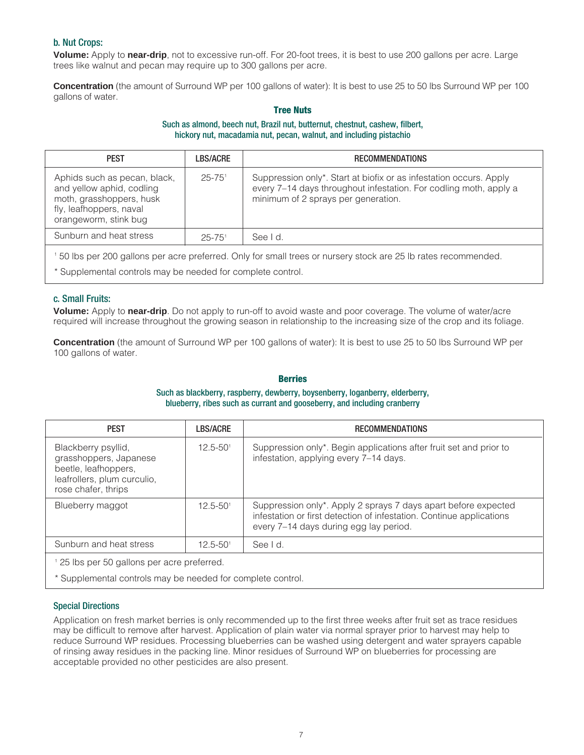### b. Nut Crops:

**Volume:** Apply to **near-drip**, not to excessive run-off. For 20-foot trees, it is best to use 200 gallons per acre. Large trees like walnut and pecan may require up to 300 gallons per acre.

**Concentration** (the amount of Surround WP per 100 gallons of water): It is best to use 25 to 50 lbs Surround WP per 100 gallons of water.

#### Tree Nuts

Such as almond, beech nut, Brazil nut, butternut, chestnut, cashew, filbert, hickory nut, macadamia nut, pecan, walnut, and including pistachio

| PEST | LBS/ACRE | RECOMMENDATIONS |
|---|---|---|
| Aphids such as pecan, black, and yellow aphid, codling moth, grasshoppers, husk fly, leafhoppers, naval orangeworm, stink bug | 25-75[1] | Suppression only*. Start at biofix or as infestation occurs. Apply every 7–14 days throughout infestation. For codling moth, apply a minimum of 2 sprays per generation. |
| Sunburn and heat stress | 25-75[1] | See I d. |

[1] 50 lbs per 200 gallons per acre preferred. Only for small trees or nursery stock are 25 lb rates recommended.

* Supplemental controls may be needed for complete control.

### c. Small Fruits:

**Volume:** Apply to **near-drip**. Do not apply to run-off to avoid waste and poor coverage. The volume of water/acre required will increase throughout the growing season in relationship to the increasing size of the crop and its foliage.

**Concentration** (the amount of Surround WP per 100 gallons of water): It is best to use 25 to 50 lbs Surround WP per 100 gallons of water.

#### Berries

Such as blackberry, raspberry, dewberry, boysenberry, loganberry, elderberry, blueberry, ribes such as currant and gooseberry, and including cranberry

| PEST | LBS/ACRE | RECOMMENDATIONS |
|---|---|---|
| Blackberry psyllid, grasshoppers, Japanese beetle, leafhoppers, leafrollers, plum curculio, rose chafer, thrips | 12.5-50[1] | Suppression only*. Begin applications after fruit set and prior to infestation, applying every 7–14 days. |
| Blueberry maggot | 12.5-50[1] | Suppression only*. Apply 2 sprays 7 days apart before expected infestation or first detection of infestation. Continue applications every 7–14 days during egg lay period. |
| Sunburn and heat stress | 12.5-50[1] | See I d. |

[1] 25 lbs per 50 gallons per acre preferred.

* Supplemental controls may be needed for complete control.

### Special Directions

Application on fresh market berries is only recommended up to the first three weeks after fruit set as trace residues may be difficult to remove after harvest. Application of plain water via normal sprayer prior to harvest may help to reduce Surround WP residues. Processing blueberries can be washed using detergent and water sprayers capable of rinsing away residues in the packing line. Minor residues of Surround WP on blueberries for processing are acceptable provided no other pesticides are also present.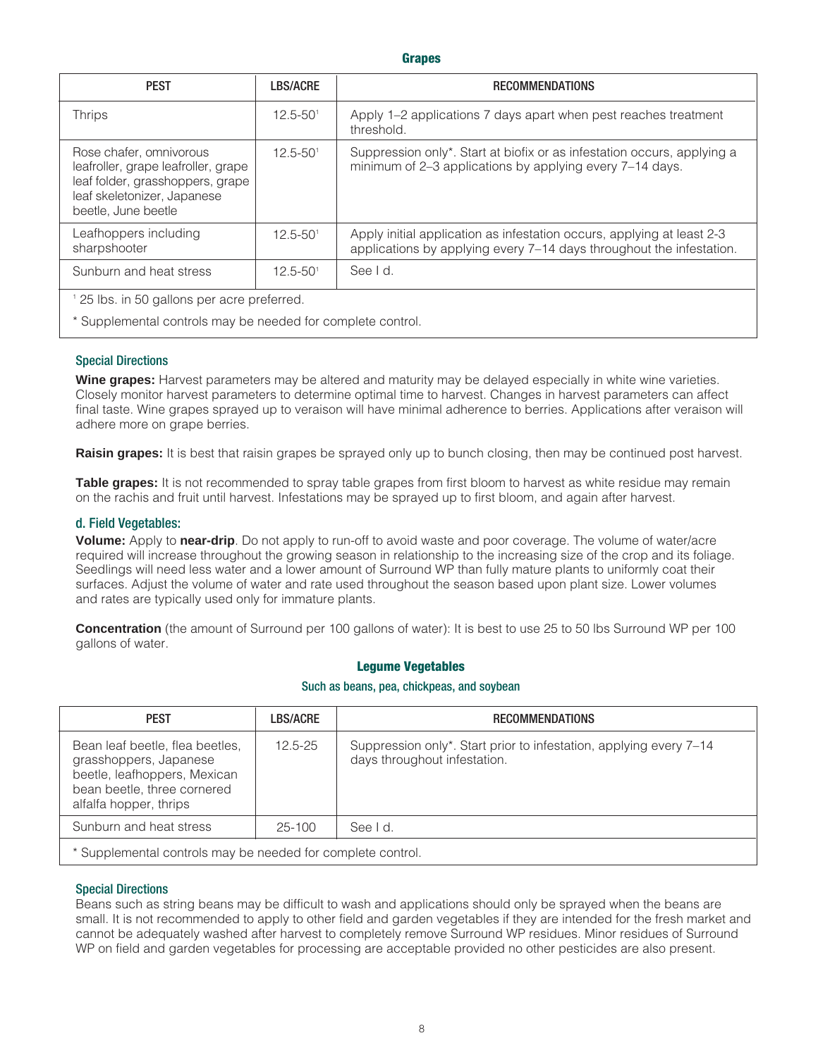### Grapes

| PEST | LBS/ACRE | RECOMMENDATIONS |
|---|---|---|
| Thrips | 12.5-50[1] | Apply 1–2 applications 7 days apart when pest reaches treatment threshold. |
| Rose chafer, omnivorous leafroller, grape leafroller, grape leaf folder, grasshoppers, grape leaf skeletonizer, Japanese beetle, June beetle | 12.5-50[1] | Suppression only*. Start at biofix or as infestation occurs, applying a minimum of 2–3 applications by applying every 7–14 days. |
| Leafhoppers including sharpshooter | 12.5-50[1] | Apply initial application as infestation occurs, applying at least 2-3 applications by applying every 7–14 days throughout the infestation. |
| Sunburn and heat stress | 12.5-50[1] | See I d. |

[1] 25 lbs. in 50 gallons per acre preferred.

* Supplemental controls may be needed for complete control.

#### Special Directions

**Wine grapes:** Harvest parameters may be altered and maturity may be delayed especially in white wine varieties. Closely monitor harvest parameters to determine optimal time to harvest. Changes in harvest parameters can affect final taste. Wine grapes sprayed up to veraison will have minimal adherence to berries. Applications after veraison will adhere more on grape berries.

**Raisin grapes:** It is best that raisin grapes be sprayed only up to bunch closing, then may be continued post harvest.

**Table grapes:** It is not recommended to spray table grapes from first bloom to harvest as white residue may remain on the rachis and fruit until harvest. Infestations may be sprayed up to first bloom, and again after harvest.

### d. Field Vegetables:

**Volume:** Apply to **near-drip**. Do not apply to run-off to avoid waste and poor coverage. The volume of water/acre required will increase throughout the growing season in relationship to the increasing size of the crop and its foliage. Seedlings will need less water and a lower amount of Surround WP than fully mature plants to uniformly coat their surfaces. Adjust the volume of water and rate used throughout the season based upon plant size. Lower volumes and rates are typically used only for immature plants.

**Concentration** (the amount of Surround per 100 gallons of water): It is best to use 25 to 50 lbs Surround WP per 100 gallons of water.

### Legume Vegetables

Such as beans, pea, chickpeas, and soybean

| PEST | LBS/ACRE | RECOMMENDATIONS |
|---|---|---|
| Bean leaf beetle, flea beetles, grasshoppers, Japanese beetle, leafhoppers, Mexican bean beetle, three cornered alfalfa hopper, thrips | 12.5-25 | Suppression only*. Start prior to infestation, applying every 7–14 days throughout infestation. |
| Sunburn and heat stress | 25-100 | See I d. |

* Supplemental controls may be needed for complete control.

#### Special Directions

Beans such as string beans may be difficult to wash and applications should only be sprayed when the beans are small. It is not recommended to apply to other field and garden vegetables if they are intended for the fresh market and cannot be adequately washed after harvest to completely remove Surround WP residues. Minor residues of Surround WP on field and garden vegetables for processing are acceptable provided no other pesticides are also present.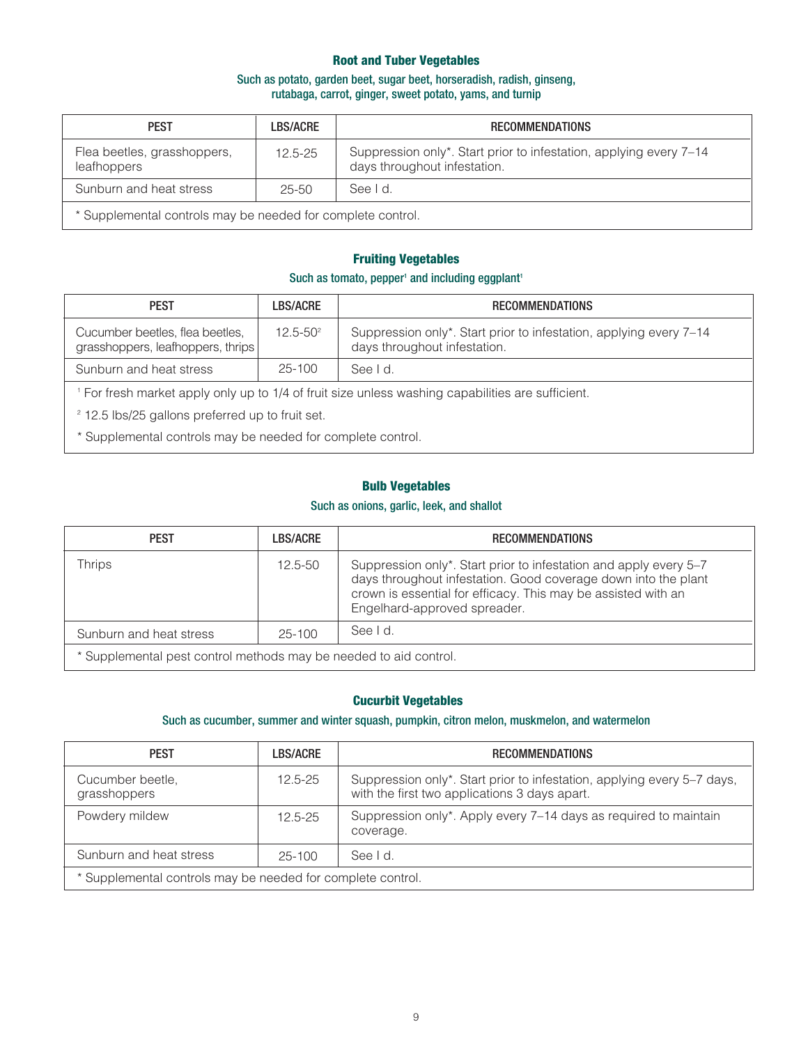### Root and Tuber Vegetables

Such as potato, garden beet, sugar beet, horseradish, radish, ginseng, rutabaga, carrot, ginger, sweet potato, yams, and turnip

| PEST | LBS/ACRE | RECOMMENDATIONS |
|---|---|---|
| Flea beetles, grasshoppers, leafhoppers | 12.5-25 | Suppression only*. Start prior to infestation, applying every 7–14 days throughout infestation. |
| Sunburn and heat stress | 25-50 | See I d. |
| * Supplemental controls may be needed for complete control. | | |

### Fruiting Vegetables

Such as tomato, pepper[1] and including eggplant[1]

| PEST | LBS/ACRE | RECOMMENDATIONS |
|---|---|---|
| Cucumber beetles, flea beetles, grasshoppers, leafhoppers, thrips | 12.5-50[2] | Suppression only*. Start prior to infestation, applying every 7–14 days throughout infestation. |
| Sunburn and heat stress | 25-100 | See I d. |
| [1] For fresh market apply only up to 1/4 of fruit size unless washing capabilities are sufficient. | | |
| [2] 12.5 lbs/25 gallons preferred up to fruit set. | | |
| * Supplemental controls may be needed for complete control. | | |

### Bulb Vegetables

Such as onions, garlic, leek, and shallot

| PEST | LBS/ACRE | RECOMMENDATIONS |
|---|---|---|
| Thrips | 12.5-50 | Suppression only*. Start prior to infestation and apply every 5–7 days throughout infestation. Good coverage down into the plant crown is essential for efficacy. This may be assisted with an Engelhard-approved spreader. |
| Sunburn and heat stress | 25-100 | See I d. |
| * Supplemental pest control methods may be needed to aid control. | | |

### Cucurbit Vegetables

Such as cucumber, summer and winter squash, pumpkin, citron melon, muskmelon, and watermelon

| PEST | LBS/ACRE | RECOMMENDATIONS |
|---|---|---|
| Cucumber beetle, grasshoppers | 12.5-25 | Suppression only*. Start prior to infestation, applying every 5–7 days, with the first two applications 3 days apart. |
| Powdery mildew | 12.5-25 | Suppression only*. Apply every 7–14 days as required to maintain coverage. |
| Sunburn and heat stress | 25-100 | See I d. |
| * Supplemental controls may be needed for complete control. | | |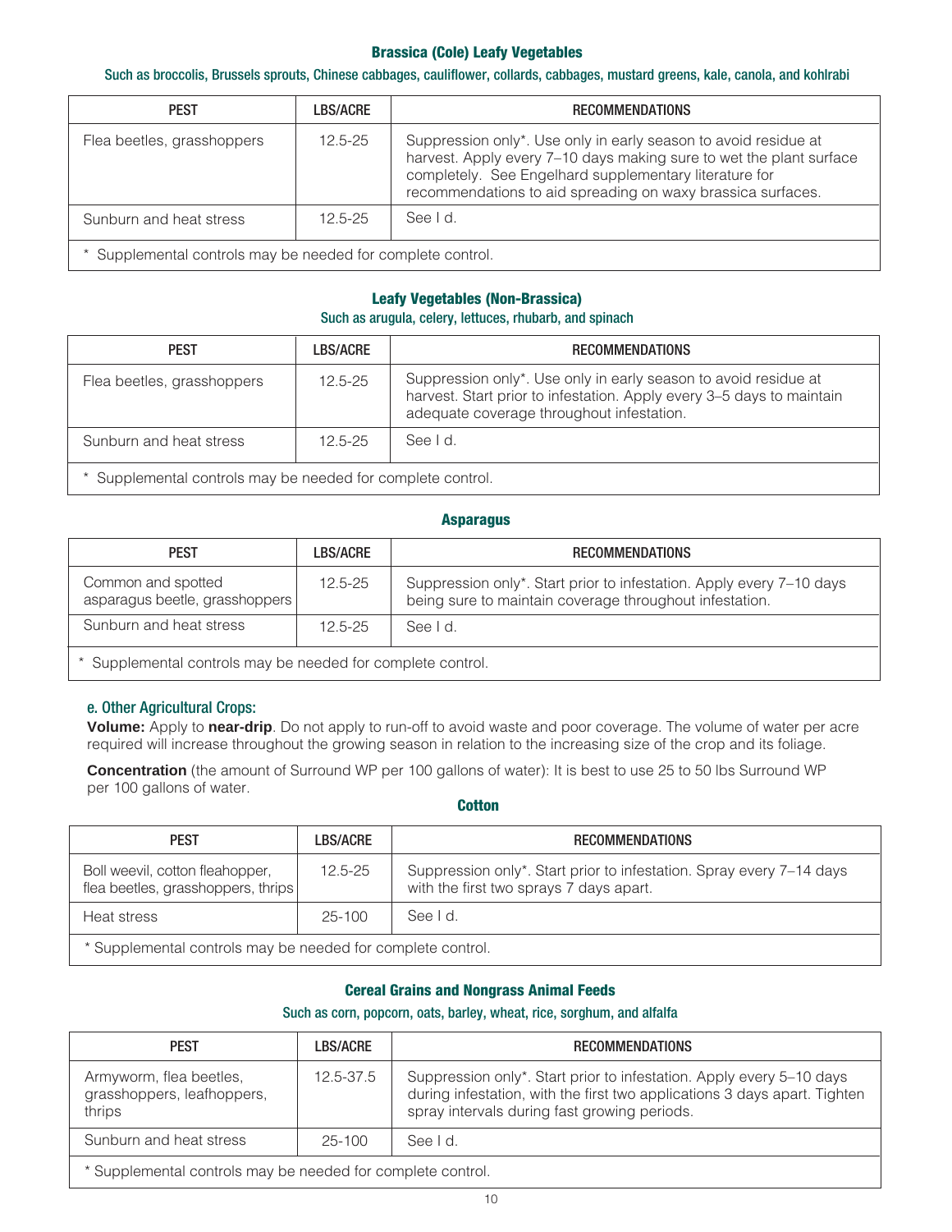### Brassica (Cole) Leafy Vegetables

Such as broccolis, Brussels sprouts, Chinese cabbages, cauliflower, collards, cabbages, mustard greens, kale, canola, and kohlrabi

| PEST | LBS/ACRE | RECOMMENDATIONS |
|---|---|---|
| Flea beetles, grasshoppers | 12.5-25 | Suppression only*. Use only in early season to avoid residue at harvest. Apply every 7–10 days making sure to wet the plant surface completely. See Engelhard supplementary literature for recommendations to aid spreading on waxy brassica surfaces. |
| Sunburn and heat stress | 12.5-25 | See I d. |
| * Supplemental controls may be needed for complete control. | | |

### Leafy Vegetables (Non-Brassica)

Such as arugula, celery, lettuces, rhubarb, and spinach

| PEST | LBS/ACRE | RECOMMENDATIONS |
|---|---|---|
| Flea beetles, grasshoppers | 12.5-25 | Suppression only*. Use only in early season to avoid residue at harvest. Start prior to infestation. Apply every 3–5 days to maintain adequate coverage throughout infestation. |
| Sunburn and heat stress | 12.5-25 | See I d. |
| * Supplemental controls may be needed for complete control. | | |

### Asparagus

| PEST | LBS/ACRE | RECOMMENDATIONS |
|---|---|---|
| Common and spotted asparagus beetle, grasshoppers | 12.5-25 | Suppression only*. Start prior to infestation. Apply every 7–10 days being sure to maintain coverage throughout infestation. |
| Sunburn and heat stress | 12.5-25 | See I d. |
| * Supplemental controls may be needed for complete control. | | |

### e. Other Agricultural Crops:

**Volume:** Apply to **near-drip**. Do not apply to run-off to avoid waste and poor coverage. The volume of water per acre required will increase throughout the growing season in relation to the increasing size of the crop and its foliage.

**Concentration** (the amount of Surround WP per 100 gallons of water): It is best to use 25 to 50 lbs Surround WP per 100 gallons of water.

### Cotton

| PEST | LBS/ACRE | RECOMMENDATIONS |
|---|---|---|
| Boll weevil, cotton fleahopper, flea beetles, grasshoppers, thrips | 12.5-25 | Suppression only*. Start prior to infestation. Spray every 7–14 days with the first two sprays 7 days apart. |
| Heat stress | 25-100 | See I d. |
| * Supplemental controls may be needed for complete control. | | |

### Cereal Grains and Nongrass Animal Feeds

Such as corn, popcorn, oats, barley, wheat, rice, sorghum, and alfalfa

| PEST | LBS/ACRE | RECOMMENDATIONS |
|---|---|---|
| Armyworm, flea beetles, grasshoppers, leafhoppers, thrips | 12.5-37.5 | Suppression only*. Start prior to infestation. Apply every 5–10 days during infestation, with the first two applications 3 days apart. Tighten spray intervals during fast growing periods. |
| Sunburn and heat stress | 25-100 | See I d. |
| * Supplemental controls may be needed for complete control. | | |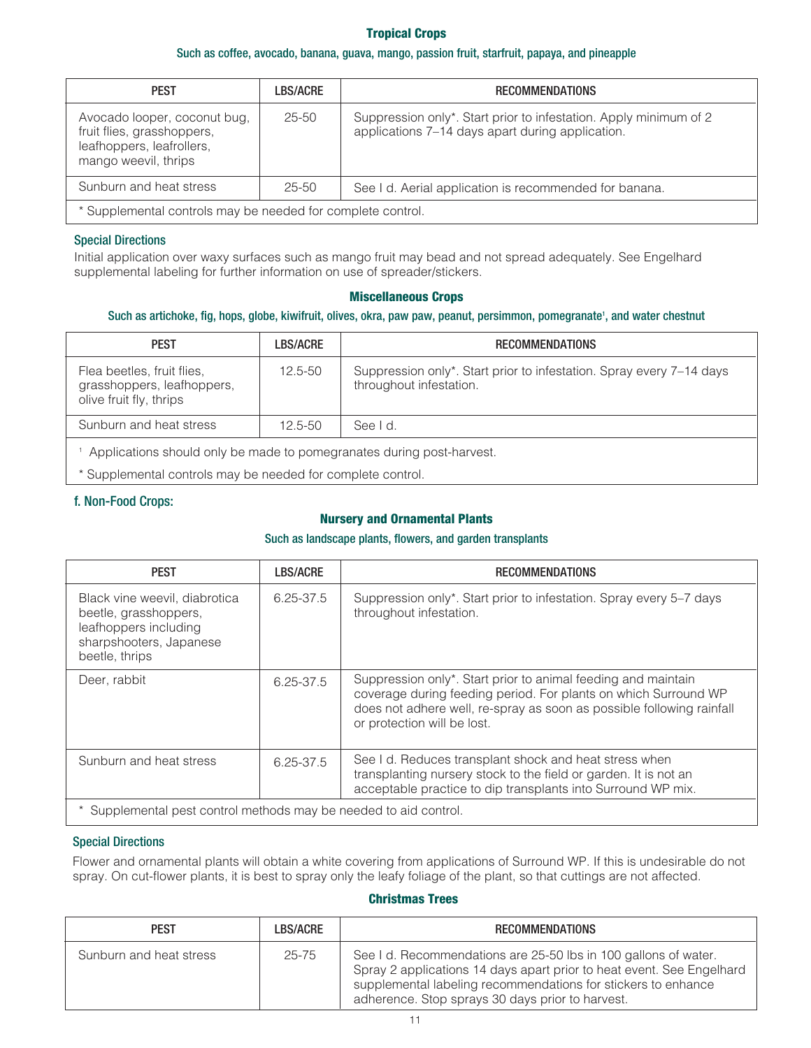### Tropical Crops

#### Such as coffee, avocado, banana, guava, mango, passion fruit, starfruit, papaya, and pineapple

| PEST | LBS/ACRE | RECOMMENDATIONS |
|---|---|---|
| Avocado looper, coconut bug, fruit flies, grasshoppers, leafhoppers, leafrollers, mango weevil, thrips | 25-50 | Suppression only*. Start prior to infestation. Apply minimum of 2 applications 7–14 days apart during application. |
| Sunburn and heat stress | 25-50 | See I d. Aerial application is recommended for banana. |
| * Supplemental controls may be needed for complete control. | | |

#### Special Directions

Initial application over waxy surfaces such as mango fruit may bead and not spread adequately. See Engelhard supplemental labeling for further information on use of spreader/stickers.

### Miscellaneous Crops

#### Such as artichoke, fig, hops, globe, kiwifruit, olives, okra, paw paw, peanut, persimmon, pomegranate[1], and water chestnut

| PEST | LBS/ACRE | RECOMMENDATIONS |
|---|---|---|
| Flea beetles, fruit flies, grasshoppers, leafhoppers, olive fruit fly, thrips | 12.5-50 | Suppression only*. Start prior to infestation. Spray every 7–14 days throughout infestation. |
| Sunburn and heat stress | 12.5-50 | See I d. |
| [1] Applications should only be made to pomegranates during post-harvest. | | |
| * Supplemental controls may be needed for complete control. | | |

#### f. Non-Food Crops:

### Nursery and Ornamental Plants

#### Such as landscape plants, flowers, and garden transplants

| PEST | LBS/ACRE | RECOMMENDATIONS |
|---|---|---|
| Black vine weevil, diabrotica beetle, grasshoppers, leafhoppers including sharpshooters, Japanese beetle, thrips | 6.25-37.5 | Suppression only*. Start prior to infestation. Spray every 5–7 days throughout infestation. |
| Deer, rabbit | 6.25-37.5 | Suppression only*. Start prior to animal feeding and maintain coverage during feeding period. For plants on which Surround WP does not adhere well, re-spray as soon as possible following rainfall or protection will be lost. |
| Sunburn and heat stress | 6.25-37.5 | See I d. Reduces transplant shock and heat stress when transplanting nursery stock to the field or garden. It is not an acceptable practice to dip transplants into Surround WP mix. |
| * Supplemental pest control methods may be needed to aid control. | | |

#### Special Directions

Flower and ornamental plants will obtain a white covering from applications of Surround WP. If this is undesirable do not spray. On cut-flower plants, it is best to spray only the leafy foliage of the plant, so that cuttings are not affected.

### Christmas Trees

| PEST | LBS/ACRE | RECOMMENDATIONS |
|---|---|---|
| Sunburn and heat stress | 25-75 | See I d. Recommendations are 25-50 lbs in 100 gallons of water. Spray 2 applications 14 days apart prior to heat event. See Engelhard supplemental labeling recommendations for stickers to enhance adherence. Stop sprays 30 days prior to harvest. |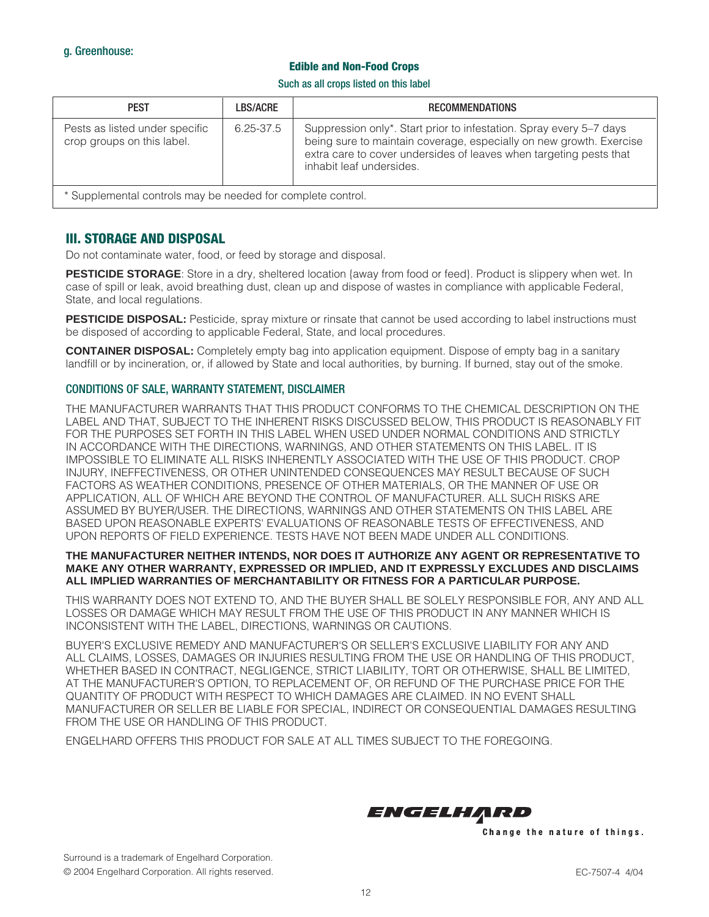g. Greenhouse:

**Edible and Non-Food Crops**

Such as all crops listed on this label

| PEST | LBS/ACRE | RECOMMENDATIONS |
|---|---|---|
| Pests as listed under specific crop groups on this label. | 6.25-37.5 | Suppression only*. Start prior to infestation. Spray every 5–7 days being sure to maintain coverage, especially on new growth. Exercise extra care to cover undersides of leaves when targeting pests that inhabit leaf undersides. |
| * Supplemental controls may be needed for complete control. | | |

## III. STORAGE AND DISPOSAL

Do not contaminate water, food, or feed by storage and disposal.

**PESTICIDE STORAGE**: Store in a dry, sheltered location {away from food or feed}. Product is slippery when wet. In case of spill or leak, avoid breathing dust, clean up and dispose of wastes in compliance with applicable Federal, State, and local regulations.

**PESTICIDE DISPOSAL:** Pesticide, spray mixture or rinsate that cannot be used according to label instructions must be disposed of according to applicable Federal, State, and local procedures.

**CONTAINER DISPOSAL:** Completely empty bag into application equipment. Dispose of empty bag in a sanitary landfill or by incineration, or, if allowed by State and local authorities, by burning. If burned, stay out of the smoke.

### CONDITIONS OF SALE, WARRANTY STATEMENT, DISCLAIMER

THE MANUFACTURER WARRANTS THAT THIS PRODUCT CONFORMS TO THE CHEMICAL DESCRIPTION ON THE LABEL AND THAT, SUBJECT TO THE INHERENT RISKS DISCUSSED BELOW, THIS PRODUCT IS REASONABLY FIT FOR THE PURPOSES SET FORTH IN THIS LABEL WHEN USED UNDER NORMAL CONDITIONS AND STRICTLY IN ACCORDANCE WITH THE DIRECTIONS, WARNINGS, AND OTHER STATEMENTS ON THIS LABEL. IT IS IMPOSSIBLE TO ELIMINATE ALL RISKS INHERENTLY ASSOCIATED WITH THE USE OF THIS PRODUCT. CROP INJURY, INEFFECTIVENESS, OR OTHER UNINTENDED CONSEQUENCES MAY RESULT BECAUSE OF SUCH FACTORS AS WEATHER CONDITIONS, PRESENCE OF OTHER MATERIALS, OR THE MANNER OF USE OR APPLICATION, ALL OF WHICH ARE BEYOND THE CONTROL OF MANUFACTURER. ALL SUCH RISKS ARE ASSUMED BY BUYER/USER. THE DIRECTIONS, WARNINGS AND OTHER STATEMENTS ON THIS LABEL ARE BASED UPON REASONABLE EXPERTS' EVALUATIONS OF REASONABLE TESTS OF EFFECTIVENESS, AND UPON REPORTS OF FIELD EXPERIENCE. TESTS HAVE NOT BEEN MADE UNDER ALL CONDITIONS.

**THE MANUFACTURER NEITHER INTENDS, NOR DOES IT AUTHORIZE ANY AGENT OR REPRESENTATIVE TO MAKE ANY OTHER WARRANTY, EXPRESSED OR IMPLIED, AND IT EXPRESSLY EXCLUDES AND DISCLAIMS ALL IMPLIED WARRANTIES OF MERCHANTABILITY OR FITNESS FOR A PARTICULAR PURPOSE.**

THIS WARRANTY DOES NOT EXTEND TO, AND THE BUYER SHALL BE SOLELY RESPONSIBLE FOR, ANY AND ALL LOSSES OR DAMAGE WHICH MAY RESULT FROM THE USE OF THIS PRODUCT IN ANY MANNER WHICH IS INCONSISTENT WITH THE LABEL, DIRECTIONS, WARNINGS OR CAUTIONS.

BUYER'S EXCLUSIVE REMEDY AND MANUFACTURER'S OR SELLER'S EXCLUSIVE LIABILITY FOR ANY AND ALL CLAIMS, LOSSES, DAMAGES OR INJURIES RESULTING FROM THE USE OR HANDLING OF THIS PRODUCT, WHETHER BASED IN CONTRACT, NEGLIGENCE, STRICT LIABILITY, TORT OR OTHERWISE, SHALL BE LIMITED, AT THE MANUFACTURER'S OPTION, TO REPLACEMENT OF, OR REFUND OF THE PURCHASE PRICE FOR THE QUANTITY OF PRODUCT WITH RESPECT TO WHICH DAMAGES ARE CLAIMED. IN NO EVENT SHALL MANUFACTURER OR SELLER BE LIABLE FOR SPECIAL, INDIRECT OR CONSEQUENTIAL DAMAGES RESULTING FROM THE USE OR HANDLING OF THIS PRODUCT.

ENGELHARD OFFERS THIS PRODUCT FOR SALE AT ALL TIMES SUBJECT TO THE FOREGOING.

ENGELHARD

Change the nature of things.

Surround is a trademark of Engelhard Corporation.

© 2004 Engelhard Corporation. All rights reserved.

EC-7507-4 4/04